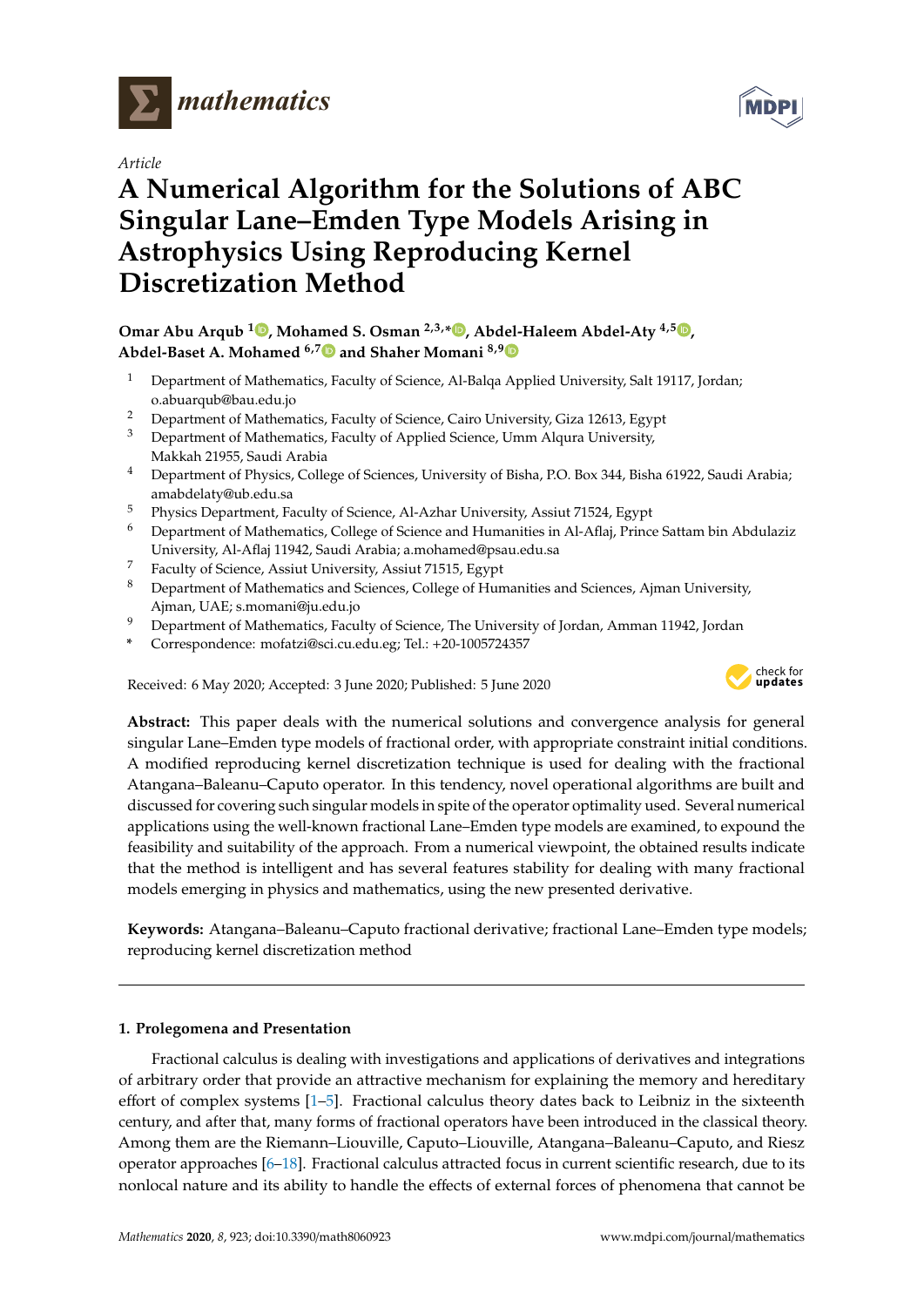*Article*

# A Numerical Algorithm for the Solutions of ABC Singular Lane–Emden Type Models Arising in Astrophysics Using Reproducing Kernel Discretization Method

**Omar Abu Arqub [1], Mohamed S. Osman [2,3,*], Abdel-Haleem Abdel-Aty [4,5], Abdel-Baset A. Mohamed [6,7] and Shaher Momani [8,9]**

1. Department of Mathematics, Faculty of Science, Al-Balqa Applied University, Salt 19117, Jordan; o.abuarqub@bau.edu.jo
2. Department of Mathematics, Faculty of Science, Cairo University, Giza 12613, Egypt
3. Department of Mathematics, Faculty of Applied Science, Umm Alqura University, Makkah 21955, Saudi Arabia
4. Department of Physics, College of Sciences, University of Bisha, P.O. Box 344, Bisha 61922, Saudi Arabia; amabdelaty@ub.edu.sa
5. Physics Department, Faculty of Science, Al-Azhar University, Assiut 71524, Egypt
6. Department of Mathematics, College of Science and Humanities in Al-Aflaj, Prince Sattam bin Abdulaziz University, Al-Aflaj 11942, Saudi Arabia; a.mohamed@psau.edu.sa
7. Faculty of Science, Assiut University, Assiut 71515, Egypt
8. Department of Mathematics and Sciences, College of Humanities and Sciences, Ajman University, Ajman, UAE; s.momani@ju.edu.jo
9. Department of Mathematics, Faculty of Science, The University of Jordan, Amman 11942, Jordan

\* Correspondence: mofatzi@sci.cu.edu.eg; Tel.: +20-1005724357

Received: 6 May 2020; Accepted: 3 June 2020; Published: 5 June 2020

**Abstract:** This paper deals with the numerical solutions and convergence analysis for general singular Lane–Emden type models of fractional order, with appropriate constraint initial conditions. A modified reproducing kernel discretization technique is used for dealing with the fractional Atangana–Baleanu–Caputo operator. In this tendency, novel operational algorithms are built and discussed for covering such singular models in spite of the operator optimality used. Several numerical applications using the well-known fractional Lane–Emden type models are examined, to expound the feasibility and suitability of the approach. From a numerical viewpoint, the obtained results indicate that the method is intelligent and has several features stability for dealing with many fractional models emerging in physics and mathematics, using the new presented derivative.

**Keywords:** Atangana–Baleanu–Caputo fractional derivative; fractional Lane–Emden type models; reproducing kernel discretization method

## 1. Prolegomena and Presentation

Fractional calculus is dealing with investigations and applications of derivatives and integrations of arbitrary order that provide an attractive mechanism for explaining the memory and hereditary effort of complex systems [1–5]. Fractional calculus theory dates back to Leibniz in the sixteenth century, and after that, many forms of fractional operators have been introduced in the classical theory. Among them are the Riemann–Liouville, Caputo–Liouville, Atangana–Baleanu–Caputo, and Riesz operator approaches [6–18]. Fractional calculus attracted focus in current scientific research, due to its nonlocal nature and its ability to handle the effects of external forces of phenomena that cannot be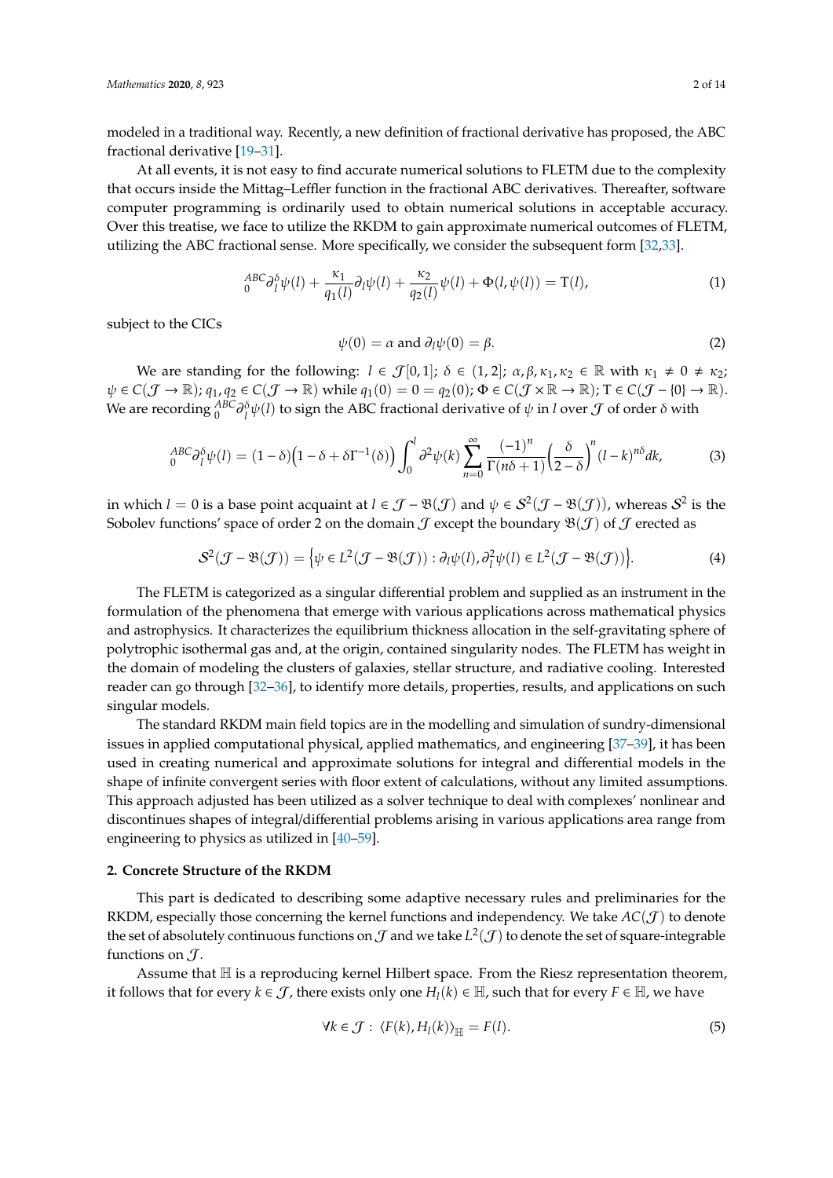modeled in a traditional way. Recently, a new definition of fractional derivative has proposed, the ABC fractional derivative [19–31].

At all events, it is not easy to find accurate numerical solutions to FLETM due to the complexity that occurs inside the Mittag–Leffler function in the fractional ABC derivatives. Thereafter, software computer programming is ordinarily used to obtain numerical solutions in acceptable accuracy. Over this treatise, we face to utilize the RKDM to gain approximate numerical outcomes of FLETM, utilizing the ABC fractional sense. More specifically, we consider the subsequent form [32,33].

$$
{}_{0}^{ABC}\partial_l^{\delta}\psi(l) + \frac{\kappa_1}{q_1(l)}\partial_l\psi(l) + \frac{\kappa_2}{q_2(l)}\psi(l) + \Phi(l,\psi(l)) = \mathrm{T}(l), \tag{1}
$$

subject to the CICs

$$
\psi(0) = \alpha \text{ and } \partial_l\psi(0) = \beta. \tag{2}
$$

We are standing for the following: $l \in \mathcal{J}[0,1]$; $\delta \in (1,2]$; $\alpha, \beta, \kappa_1, \kappa_2 \in \mathbb{R}$ with $\kappa_1 \neq 0 \neq \kappa_2$; $\psi \in C(\mathcal{J} \to \mathbb{R})$; $q_1, q_2 \in C(\mathcal{J} \to \mathbb{R})$ while $q_1(0) = 0 = q_2(0)$; $\Phi \in C(\mathcal{J} \times \mathbb{R} \to \mathbb{R})$; $\mathrm{T} \in C(\mathcal{J} - \{0\} \to \mathbb{R})$. We are recording ${}_{0}^{ABC}\partial_l^{\delta}\psi(l)$ to sign the ABC fractional derivative of $\psi$ in $l$ over $\mathcal{J}$ of order $\delta$ with

$$
{}_{0}^{ABC}\partial_l^{\delta}\psi(l) = (1-\delta)\left(1-\delta+\delta\Gamma^{-1}(\delta)\right)\int_0^l \partial^2\psi(k)\sum_{n=0}^{\infty}\frac{(-1)^n}{\Gamma(n\delta+1)}\left(\frac{\delta}{2-\delta}\right)^n(l-k)^{n\delta}dk, \tag{3}
$$

in which $l = 0$ is a base point acquaint at $l \in \mathcal{J} - \mathfrak{B}(\mathcal{J})$ and $\psi \in \mathcal{S}^2(\mathcal{J} - \mathfrak{B}(\mathcal{J}))$, whereas $\mathcal{S}^2$ is the Sobolev functions' space of order 2 on the domain $\mathcal{J}$ except the boundary $\mathfrak{B}(\mathcal{J})$ of $\mathcal{J}$ erected as

$$
\mathcal{S}^2(\mathcal{J} - \mathfrak{B}(\mathcal{J})) = \left\{\psi \in L^2(\mathcal{J} - \mathfrak{B}(\mathcal{J})) : \partial_l\psi(l), \partial_l^2\psi(l) \in L^2(\mathcal{J} - \mathfrak{B}(\mathcal{J}))\right\}. \tag{4}
$$

The FLETM is categorized as a singular differential problem and supplied as an instrument in the formulation of the phenomena that emerge with various applications across mathematical physics and astrophysics. It characterizes the equilibrium thickness allocation in the self-gravitating sphere of polytrophic isothermal gas and, at the origin, contained singularity nodes. The FLETM has weight in the domain of modeling the clusters of galaxies, stellar structure, and radiative cooling. Interested reader can go through [32–36], to identify more details, properties, results, and applications on such singular models.

The standard RKDM main field topics are in the modelling and simulation of sundry-dimensional issues in applied computational physical, applied mathematics, and engineering [37–39], it has been used in creating numerical and approximate solutions for integral and differential models in the shape of infinite convergent series with floor extent of calculations, without any limited assumptions. This approach adjusted has been utilized as a solver technique to deal with complexes' nonlinear and discontinues shapes of integral/differential problems arising in various applications area range from engineering to physics as utilized in [40–59].

## 2. Concrete Structure of the RKDM

This part is dedicated to describing some adaptive necessary rules and preliminaries for the RKDM, especially those concerning the kernel functions and independency. We take $AC(\mathcal{J})$ to denote the set of absolutely continuous functions on $\mathcal{J}$ and we take $L^2(\mathcal{J})$ to denote the set of square-integrable functions on $\mathcal{J}$.

Assume that $\mathbb{H}$ is a reproducing kernel Hilbert space. From the Riesz representation theorem, it follows that for every $k \in \mathcal{J}$, there exists only one $H_l(k) \in \mathbb{H}$, such that for every $F \in \mathbb{H}$, we have

$$
\forall k \in \mathcal{J} : \langle F(k), H_l(k)\rangle_{\mathbb{H}} = F(l). \tag{5}
$$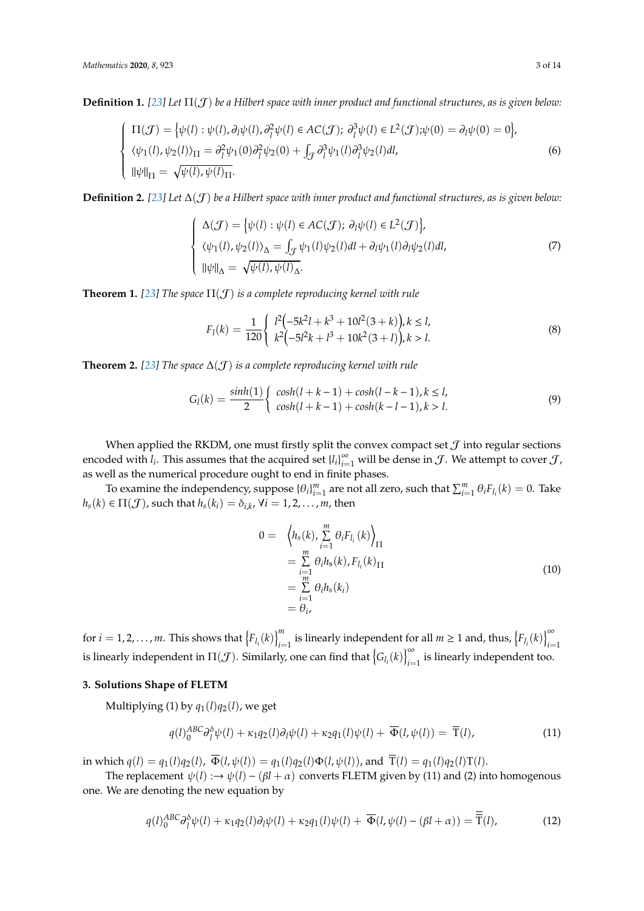**Definition 1.** [23] *Let $\Pi(\mathcal{J})$ be a Hilbert space with inner product and functional structures, as is given below:*

$$
\begin{cases}
\Pi(\mathcal{J}) = \left\{\psi(l) : \psi(l), \partial_l \psi(l), \partial_l^2 \psi(l) \in AC(\mathcal{J});\ \partial_l^3 \psi(l) \in L^2(\mathcal{J}); \psi(0) = \partial_l \psi(0) = 0\right\}, \\
\langle \psi_1(l), \psi_2(l) \rangle_\Pi = \partial_l^2 \psi_1(0) \partial_l^2 \psi_2(0) + \int_{\mathcal{J}} \partial_l^3 \psi_1(l) \partial_l^3 \psi_2(l) dl, \\
\|\psi\|_\Pi = \sqrt{\psi(l), \psi(l)_\Pi}.
\end{cases}
\tag{6}
$$

**Definition 2.** [23] *Let $\Delta(\mathcal{J})$ be a Hilbert space with inner product and functional structures, as is given below:*

$$
\begin{cases}
\Delta(\mathcal{J}) = \left\{\psi(l) : \psi(l) \in AC(\mathcal{J});\ \partial_l \psi(l) \in L^2(\mathcal{J})\right\}, \\
\langle \psi_1(l), \psi_2(l) \rangle_\Delta = \int_{\mathcal{J}} \psi_1(l) \psi_2(l) dl + \partial_l \psi_1(l) \partial_l \psi_2(l) dl, \\
\|\psi\|_\Delta = \sqrt{\psi(l), \psi(l)_\Delta}.
\end{cases}
\tag{7}
$$

**Theorem 1.** [23] *The space $\Pi(\mathcal{J})$ is a complete reproducing kernel with rule*

$$
F_l(k) = \frac{1}{120} \begin{cases}
l^2\left(-5k^2 l + k^3 + 10l^2(3+k)\right), k \leq l, \\
k^2\left(-5l^2 k + l^3 + 10k^2(3+l)\right), k > l.
\end{cases}
\tag{8}
$$

**Theorem 2.** [23] *The space $\Delta(\mathcal{J})$ is a complete reproducing kernel with rule*

$$
G_l(k) = \frac{\sinh(1)}{2} \begin{cases}
\cosh(l+k-1) + \cosh(l-k-1), k \leq l, \\
\cosh(l+k-1) + \cosh(k-l-1), k > l.
\end{cases}
\tag{9}
$$

When applied the RKDM, one must firstly split the convex compact set $\mathcal{J}$ into regular sections encoded with $l_i$. This assumes that the acquired set $\{l_i\}_{i=1}^{\infty}$ will be dense in $\mathcal{J}$. We attempt to cover $\mathcal{J}$, as well as the numerical procedure ought to end in finite phases.

To examine the independency, suppose $\{\theta_i\}_{i=1}^{m}$ are not all zero, such that $\sum_{i=1}^{m} \theta_i F_{l_i}(k) = 0$. Take $h_s(k) \in \Pi(\mathcal{J})$, such that $h_s(k_i) = \delta_{i,k}$, $\forall i = 1, 2, \ldots, m$, then

$$
\begin{aligned}
0 = & \left\langle h_s(k), \sum_{i=1}^{m} \theta_i F_{l_i}(k) \right\rangle_\Pi \\
& = \sum_{i=1}^{m} \theta_i h_s(k), F_{l_i}(k)_\Pi \\
& = \sum_{i=1}^{m} \theta_i h_s(k_i) \\
& = \theta_i,
\end{aligned}
\tag{10}
$$

for $i = 1, 2, \ldots, m$. This shows that $\left\{F_{l_i}(k)\right\}_{i=1}^{m}$ is linearly independent for all $m \geq 1$ and, thus, $\left\{F_{l_i}(k)\right\}_{i=1}^{\infty}$ is linearly independent in $\Pi(\mathcal{J})$. Similarly, one can find that $\left\{G_{l_i}(k)\right\}_{i=1}^{\infty}$ is linearly independent too.

## 3. Solutions Shape of FLETM

Multiplying (1) by $q_1(l)q_2(l)$, we get

$$
q(l)\,{}_0^{ABC}\partial_l^{\delta} \psi(l) + \kappa_1 q_2(l) \partial_l \psi(l) + \kappa_2 q_1(l) \psi(l) + \overline{\Phi}(l, \psi(l)) = \overline{\mathrm{T}}(l),
\tag{11}
$$

in which $q(l) = q_1(l)q_2(l)$, $\overline{\Phi}(l, \psi(l)) = q_1(l)q_2(l)\Phi(l, \psi(l))$, and $\overline{\mathrm{T}}(l) = q_1(l)q_2(l)\mathrm{T}(l)$.

The replacement $\psi(l) :\rightarrow \psi(l) - (\beta l + \alpha)$ converts FLETM given by (11) and (2) into homogenous one. We are denoting the new equation by

$$
q(l)\,{}_0^{ABC}\partial_l^{\delta} \psi(l) + \kappa_1 q_2(l) \partial_l \psi(l) + \kappa_2 q_1(l) \psi(l) + \overline{\Phi}(l, \psi(l) - (\beta l + \alpha)) = \overline{\overline{\mathrm{T}}}(l),
\tag{12}
$$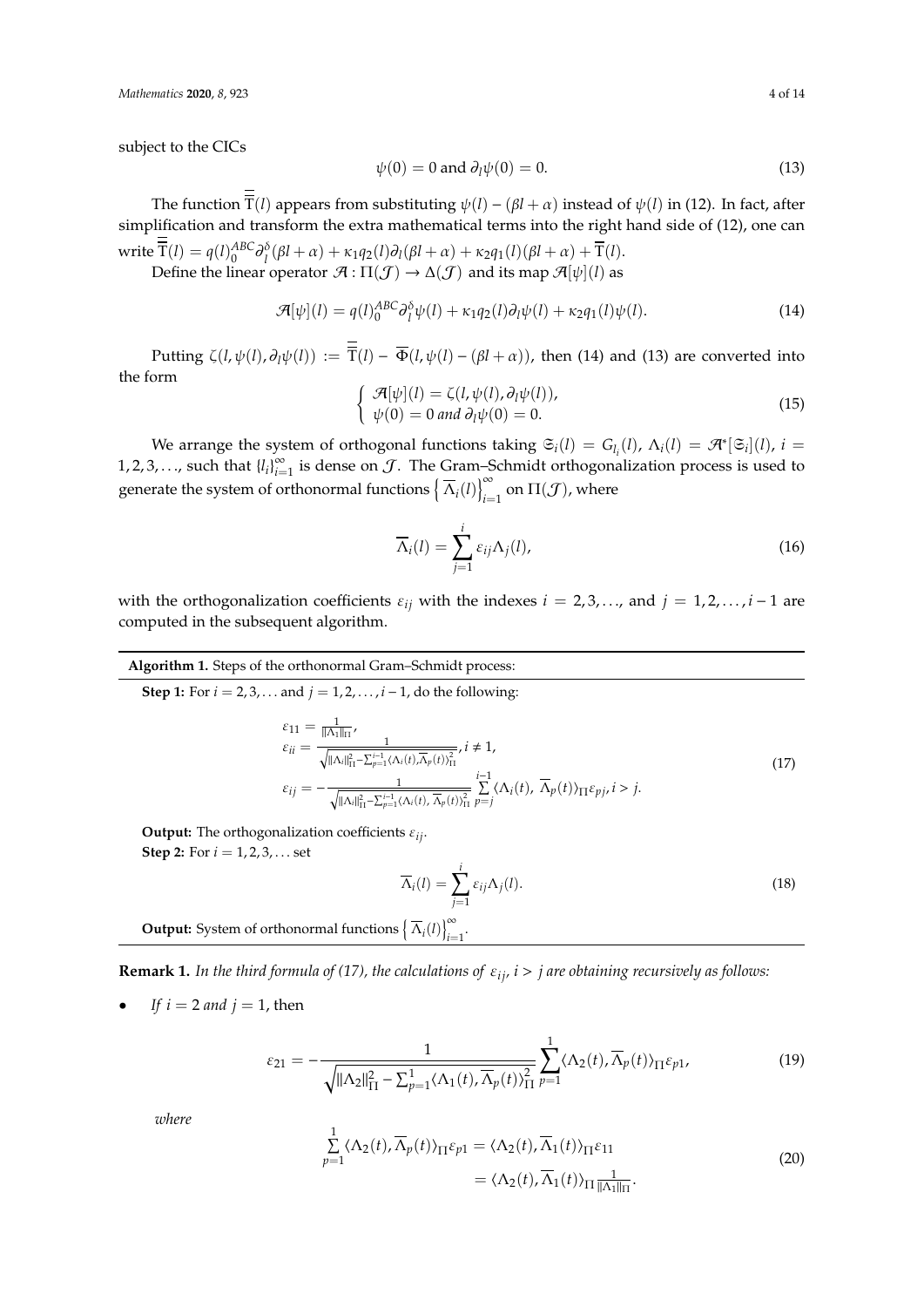subject to the CICs

$$\psi(0) = 0 \text{ and } \partial_l \psi(0) = 0. \tag{13}$$

The function $\overline{\overline{\mathrm{T}}}(l)$ appears from substituting $\psi(l) - (\beta l + \alpha)$ instead of $\psi(l)$ in (12). In fact, after simplification and transform the extra mathematical terms into the right hand side of (12), one can write $\overline{\overline{\mathrm{T}}}(l) = q(l)_0^{ABC}\partial_l^{\delta}(\beta l + \alpha) + \kappa_1 q_2(l)\partial_l(\beta l + \alpha) + \kappa_2 q_1(l)(\beta l + \alpha) + \overline{\mathrm{T}}(l)$.

Define the linear operator $\mathcal{A} : \Pi(\mathcal{J}) \to \Delta(\mathcal{J})$ and its map $\mathcal{A}[\psi](l)$ as

$$\mathcal{A}[\psi](l) = q(l)_0^{ABC}\partial_l^{\delta}\psi(l) + \kappa_1 q_2(l)\partial_l \psi(l) + \kappa_2 q_1(l)\psi(l). \tag{14}$$

Putting $\zeta(l, \psi(l), \partial_l \psi(l)) := \overline{\overline{\mathrm{T}}}(l) - \overline{\Phi}(l, \psi(l) - (\beta l + \alpha))$, then (14) and (13) are converted into the form

$$\begin{cases} \mathcal{A}[\psi](l) = \zeta(l, \psi(l), \partial_l \psi(l)), \\ \psi(0) = 0 \textit{ and } \partial_l \psi(0) = 0. \end{cases} \tag{15}$$

We arrange the system of orthogonal functions taking $\mathfrak{S}_i(l) = G_{l_i}(l)$, $\Lambda_i(l) = \mathcal{A}^*[\mathfrak{S}_i](l)$, $i = 1, 2, 3, \ldots$, such that $\{l_i\}_{i=1}^{\infty}$ is dense on $\mathcal{J}$. The Gram–Schmidt orthogonalization process is used to generate the system of orthonormal functions $\left\{\overline{\Lambda}_i(l)\right\}_{i=1}^{\infty}$ on $\Pi(\mathcal{J})$, where

$$\overline{\Lambda}_i(l) = \sum_{j=1}^{i} \varepsilon_{ij} \Lambda_j(l), \tag{16}$$

with the orthogonalization coefficients $\varepsilon_{ij}$ with the indexes $i = 2, 3, \ldots$, and $j = 1, 2, \ldots, i-1$ are computed in the subsequent algorithm.

---

**Algorithm 1.** Steps of the orthonormal Gram–Schmidt process:

**Step 1:** For $i = 2, 3, \ldots$ and $j = 1, 2, \ldots, i-1$, do the following:

$$\begin{aligned} &\varepsilon_{11} = \tfrac{1}{\|\Lambda_1\|_{\Pi}}, \\ &\varepsilon_{ii} = \tfrac{1}{\sqrt{\|\Lambda_i\|_{\Pi}^2 - \sum_{p=1}^{i-1}\langle \Lambda_i(t), \overline{\Lambda}_p(t)\rangle_{\Pi}^2}}, i \neq 1, \\ &\varepsilon_{ij} = -\tfrac{1}{\sqrt{\|\Lambda_i\|_{\Pi}^2 - \sum_{p=1}^{i-1}\langle \Lambda_i(t), \overline{\Lambda}_p(t)\rangle_{\Pi}^2}} \sum_{p=j}^{i-1} \langle \Lambda_i(t), \overline{\Lambda}_p(t)\rangle_{\Pi}\varepsilon_{pj}, i > j. \end{aligned} \tag{17}$$

**Output:** The orthogonalization coefficients $\varepsilon_{ij}$.

**Step 2:** For $i = 1, 2, 3, \ldots$ set

$$\overline{\Lambda}_i(l) = \sum_{j=1}^{i} \varepsilon_{ij} \Lambda_j(l). \tag{18}$$

**Output:** System of orthonormal functions $\left\{\overline{\Lambda}_i(l)\right\}_{i=1}^{\infty}$.

---

**Remark 1.** *In the third formula of (17), the calculations of $\varepsilon_{ij}$, $i > j$ are obtaining recursively as follows:*

- *If $i = 2$ and $j = 1$*, then

$$\varepsilon_{21} = -\frac{1}{\sqrt{\|\Lambda_2\|_{\Pi}^2 - \sum_{p=1}^{1}\langle \Lambda_1(t), \overline{\Lambda}_p(t)\rangle_{\Pi}^2}} \sum_{p=1}^{1} \langle \Lambda_2(t), \overline{\Lambda}_p(t)\rangle_{\Pi}\varepsilon_{p1}, \tag{19}$$

*where*

$$\begin{aligned} \sum_{p=1}^{1} \langle \Lambda_2(t), \overline{\Lambda}_p(t)\rangle_{\Pi}\varepsilon_{p1} &= \langle \Lambda_2(t), \overline{\Lambda}_1(t)\rangle_{\Pi}\varepsilon_{11} \\ &= \langle \Lambda_2(t), \overline{\Lambda}_1(t)\rangle_{\Pi} \tfrac{1}{\|\Lambda_1\|_{\Pi}}. \end{aligned} \tag{20}$$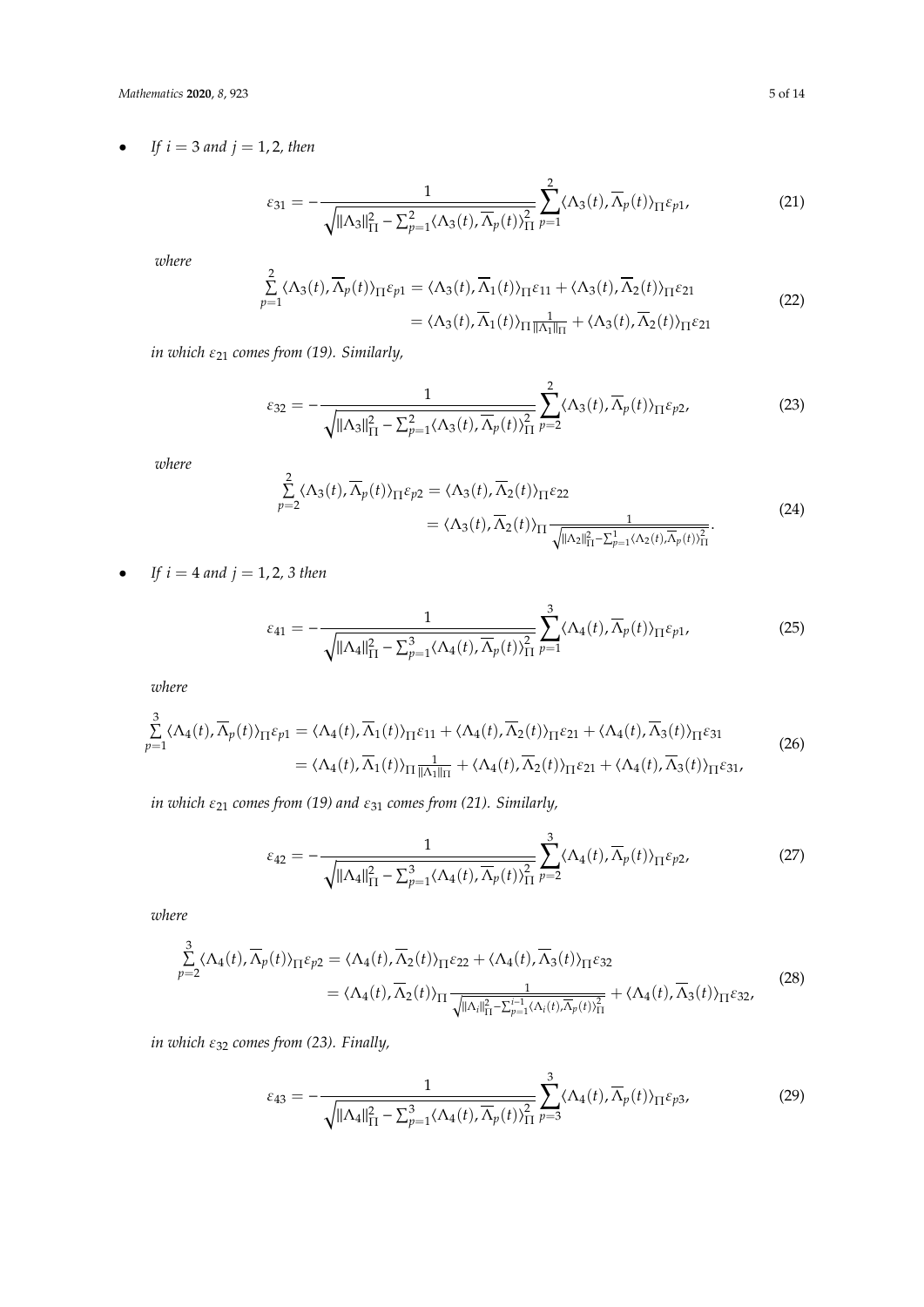- *If $i = 3$ and $j = 1, 2$, then*

$$\varepsilon_{31} = -\frac{1}{\sqrt{\|\Lambda_3\|_\Pi^2 - \sum_{p=1}^{2} \langle \Lambda_3(t), \overline{\Lambda}_p(t) \rangle_\Pi^2}} \sum_{p=1}^{2} \langle \Lambda_3(t), \overline{\Lambda}_p(t) \rangle_\Pi \varepsilon_{p1}, \tag{21}$$

*where*

$$\begin{aligned} \sum_{p=1}^{2} \langle \Lambda_3(t), \overline{\Lambda}_p(t) \rangle_\Pi \varepsilon_{p1} &= \langle \Lambda_3(t), \overline{\Lambda}_1(t) \rangle_\Pi \varepsilon_{11} + \langle \Lambda_3(t), \overline{\Lambda}_2(t) \rangle_\Pi \varepsilon_{21} \\ &= \langle \Lambda_3(t), \overline{\Lambda}_1(t) \rangle_\Pi \tfrac{1}{\|\Lambda_1\|_\Pi} + \langle \Lambda_3(t), \overline{\Lambda}_2(t) \rangle_\Pi \varepsilon_{21} \end{aligned} \tag{22}$$

*in which $\varepsilon_{21}$ comes from (19). Similarly,*

$$\varepsilon_{32} = -\frac{1}{\sqrt{\|\Lambda_3\|_\Pi^2 - \sum_{p=1}^{2} \langle \Lambda_3(t), \overline{\Lambda}_p(t) \rangle_\Pi^2}} \sum_{p=2}^{2} \langle \Lambda_3(t), \overline{\Lambda}_p(t) \rangle_\Pi \varepsilon_{p2}, \tag{23}$$

*where*

$$\begin{aligned} \sum_{p=2}^{2} \langle \Lambda_3(t), \overline{\Lambda}_p(t) \rangle_\Pi \varepsilon_{p2} &= \langle \Lambda_3(t), \overline{\Lambda}_2(t) \rangle_\Pi \varepsilon_{22} \\ &= \langle \Lambda_3(t), \overline{\Lambda}_2(t) \rangle_\Pi \tfrac{1}{\sqrt{\|\Lambda_2\|_\Pi^2 - \sum_{p=1}^{1} \langle \Lambda_2(t), \overline{\Lambda}_p(t) \rangle_\Pi^2}}. \end{aligned} \tag{24}$$

- *If $i = 4$ and $j = 1, 2, 3$ then*

$$\varepsilon_{41} = -\frac{1}{\sqrt{\|\Lambda_4\|_\Pi^2 - \sum_{p=1}^{3} \langle \Lambda_4(t), \overline{\Lambda}_p(t) \rangle_\Pi^2}} \sum_{p=1}^{3} \langle \Lambda_4(t), \overline{\Lambda}_p(t) \rangle_\Pi \varepsilon_{p1}, \tag{25}$$

*where*

$$\begin{aligned} \sum_{p=1}^{3} \langle \Lambda_4(t), \overline{\Lambda}_p(t) \rangle_\Pi \varepsilon_{p1} &= \langle \Lambda_4(t), \overline{\Lambda}_1(t) \rangle_\Pi \varepsilon_{11} + \langle \Lambda_4(t), \overline{\Lambda}_2(t) \rangle_\Pi \varepsilon_{21} + \langle \Lambda_4(t), \overline{\Lambda}_3(t) \rangle_\Pi \varepsilon_{31} \\ &= \langle \Lambda_4(t), \overline{\Lambda}_1(t) \rangle_\Pi \tfrac{1}{\|\Lambda_1\|_\Pi} + \langle \Lambda_4(t), \overline{\Lambda}_2(t) \rangle_\Pi \varepsilon_{21} + \langle \Lambda_4(t), \overline{\Lambda}_3(t) \rangle_\Pi \varepsilon_{31}, \end{aligned} \tag{26}$$

*in which $\varepsilon_{21}$ comes from (19) and $\varepsilon_{31}$ comes from (21). Similarly,*

$$\varepsilon_{42} = -\frac{1}{\sqrt{\|\Lambda_4\|_\Pi^2 - \sum_{p=1}^{3} \langle \Lambda_4(t), \overline{\Lambda}_p(t) \rangle_\Pi^2}} \sum_{p=2}^{3} \langle \Lambda_4(t), \overline{\Lambda}_p(t) \rangle_\Pi \varepsilon_{p2}, \tag{27}$$

*where*

$$\begin{aligned} \sum_{p=2}^{3} \langle \Lambda_4(t), \overline{\Lambda}_p(t) \rangle_\Pi \varepsilon_{p2} &= \langle \Lambda_4(t), \overline{\Lambda}_2(t) \rangle_\Pi \varepsilon_{22} + \langle \Lambda_4(t), \overline{\Lambda}_3(t) \rangle_\Pi \varepsilon_{32} \\ &= \langle \Lambda_4(t), \overline{\Lambda}_2(t) \rangle_\Pi \tfrac{1}{\sqrt{\|\Lambda_i\|_\Pi^2 - \sum_{p=1}^{i-1} \langle \Lambda_i(t), \overline{\Lambda}_p(t) \rangle_\Pi^2}} + \langle \Lambda_4(t), \overline{\Lambda}_3(t) \rangle_\Pi \varepsilon_{32}, \end{aligned} \tag{28}$$

*in which $\varepsilon_{32}$ comes from (23). Finally,*

$$\varepsilon_{43} = -\frac{1}{\sqrt{\|\Lambda_4\|_\Pi^2 - \sum_{p=1}^{3} \langle \Lambda_4(t), \overline{\Lambda}_p(t) \rangle_\Pi^2}} \sum_{p=3}^{3} \langle \Lambda_4(t), \overline{\Lambda}_p(t) \rangle_\Pi \varepsilon_{p3}, \tag{29}$$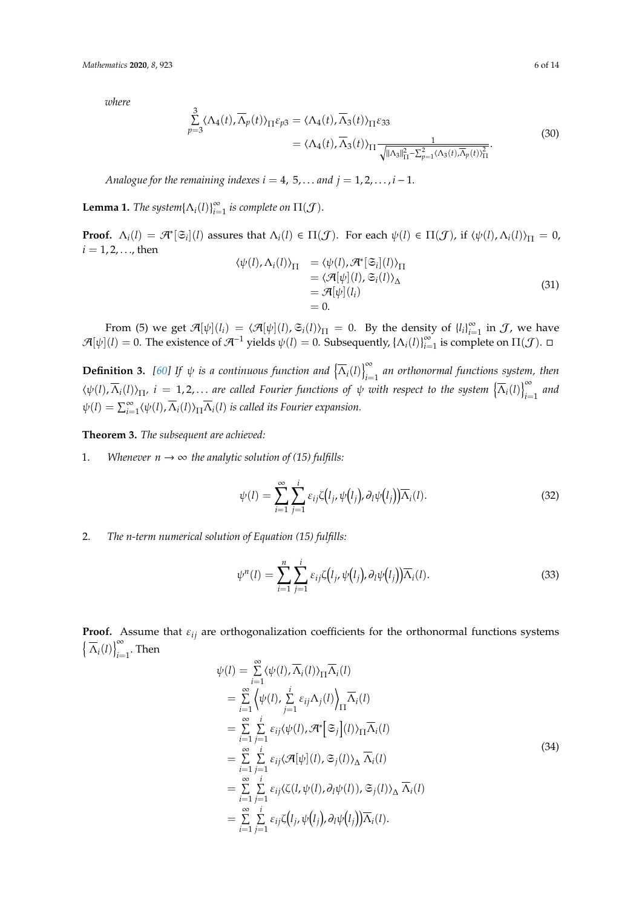*where*

$$
\begin{aligned}
\sum_{p=3}^{3} \langle \Lambda_4(t), \overline{\Lambda}_p(t) \rangle_{\Pi} \varepsilon_{p3} &= \langle \Lambda_4(t), \overline{\Lambda}_3(t) \rangle_{\Pi} \varepsilon_{33} \\
&= \langle \Lambda_4(t), \overline{\Lambda}_3(t) \rangle_{\Pi} \frac{1}{\sqrt{\|\Lambda_3\|_{\Pi}^2 - \sum_{p=1}^{2} \langle \Lambda_3(t), \overline{\Lambda}_p(t) \rangle_{\Pi}^2}}.
\end{aligned} \tag{30}
$$

*Analogue for the remaining indexes $i = 4, 5, \ldots$ and $j = 1, 2, \ldots, i-1$.*

**Lemma 1.** *The system $\{\Lambda_i(l)\}_{i=1}^{\infty}$ is complete on $\Pi(\mathcal{J})$.*

**Proof.** $\Lambda_i(l) = \mathcal{A}^*[\mathfrak{S}_i](l)$ assures that $\Lambda_i(l) \in \Pi(\mathcal{J})$. For each $\psi(l) \in \Pi(\mathcal{J})$, if $\langle \psi(l), \Lambda_i(l) \rangle_{\Pi} = 0$, $i = 1, 2, \ldots$, then

$$
\begin{aligned}
\langle \psi(l), \Lambda_i(l) \rangle_{\Pi} &= \langle \psi(l), \mathcal{A}^*[\mathfrak{S}_i](l) \rangle_{\Pi} \\
&= \langle \mathcal{A}[\psi](l), \mathfrak{S}_i(l) \rangle_{\Delta} \\
&= \mathcal{A}[\psi](l_i) \\
&= 0.
\end{aligned} \tag{31}
$$

From (5) we get $\mathcal{A}[\psi](l_i) = \langle \mathcal{A}[\psi](l), \mathfrak{S}_i(l) \rangle_{\Pi} = 0$. By the density of $\{l_i\}_{i=1}^{\infty}$ in $\mathcal{J}$, we have $\mathcal{A}[\psi](l) = 0$. The existence of $\mathcal{A}^{-1}$ yields $\psi(l) = 0$. Subsequently, $\{\Lambda_i(l)\}_{i=1}^{\infty}$ is complete on $\Pi(\mathcal{J})$. □

**Definition 3.** [60] *If $\psi$ is a continuous function and $\left\{\overline{\Lambda}_i(l)\right\}_{i=1}^{\infty}$ an orthonormal functions system, then $\langle \psi(l), \overline{\Lambda}_i(l) \rangle_{\Pi}$, $i = 1, 2, \ldots$ are called Fourier functions of $\psi$ with respect to the system $\left\{\overline{\Lambda}_i(l)\right\}_{i=1}^{\infty}$ and $\psi(l) = \sum_{i=1}^{\infty} \langle \psi(l), \overline{\Lambda}_i(l) \rangle_{\Pi} \overline{\Lambda}_i(l)$ is called its Fourier expansion.*

**Theorem 3.** *The subsequent are achieved:*

1. *Whenever $n \to \infty$ the analytic solution of (15) fulfills:*

$$
\psi(l) = \sum_{i=1}^{\infty} \sum_{j=1}^{i} \varepsilon_{ij} \zeta\big(l_j, \psi(l_j), \partial_l \psi(l_j)\big) \overline{\Lambda}_i(l). \tag{32}
$$

2. *The n-term numerical solution of Equation (15) fulfills:*

$$
\psi^n(l) = \sum_{i=1}^{n} \sum_{j=1}^{i} \varepsilon_{ij} \zeta\big(l_j, \psi(l_j), \partial_l \psi(l_j)\big) \overline{\Lambda}_i(l). \tag{33}
$$

**Proof.** Assume that $\varepsilon_{ij}$ are orthogonalization coefficients for the orthonormal functions systems $\left\{\overline{\Lambda}_i(l)\right\}_{i=1}^{\infty}$. Then

$$
\begin{aligned}
\psi(l) &= \sum_{i=1}^{\infty} \langle \psi(l), \overline{\Lambda}_i(l) \rangle_{\Pi} \overline{\Lambda}_i(l) \\
&= \sum_{i=1}^{\infty} \left\langle \psi(l), \sum_{j=1}^{i} \varepsilon_{ij} \Lambda_j(l) \right\rangle_{\Pi} \overline{\Lambda}_i(l) \\
&= \sum_{i=1}^{\infty} \sum_{j=1}^{i} \varepsilon_{ij} \langle \psi(l), \mathcal{A}^*\big[\mathfrak{S}_j\big](l) \rangle_{\Pi} \overline{\Lambda}_i(l) \\
&= \sum_{i=1}^{\infty} \sum_{j=1}^{i} \varepsilon_{ij} \langle \mathcal{A}[\psi](l), \mathfrak{S}_j(l) \rangle_{\Delta} \overline{\Lambda}_i(l) \\
&= \sum_{i=1}^{\infty} \sum_{j=1}^{i} \varepsilon_{ij} \langle \zeta(l, \psi(l), \partial_l \psi(l)), \mathfrak{S}_j(l) \rangle_{\Delta} \overline{\Lambda}_i(l) \\
&= \sum_{i=1}^{\infty} \sum_{j=1}^{i} \varepsilon_{ij} \zeta\big(l_j, \psi(l_j), \partial_l \psi(l_j)\big) \overline{\Lambda}_i(l).
\end{aligned} \tag{34}
$$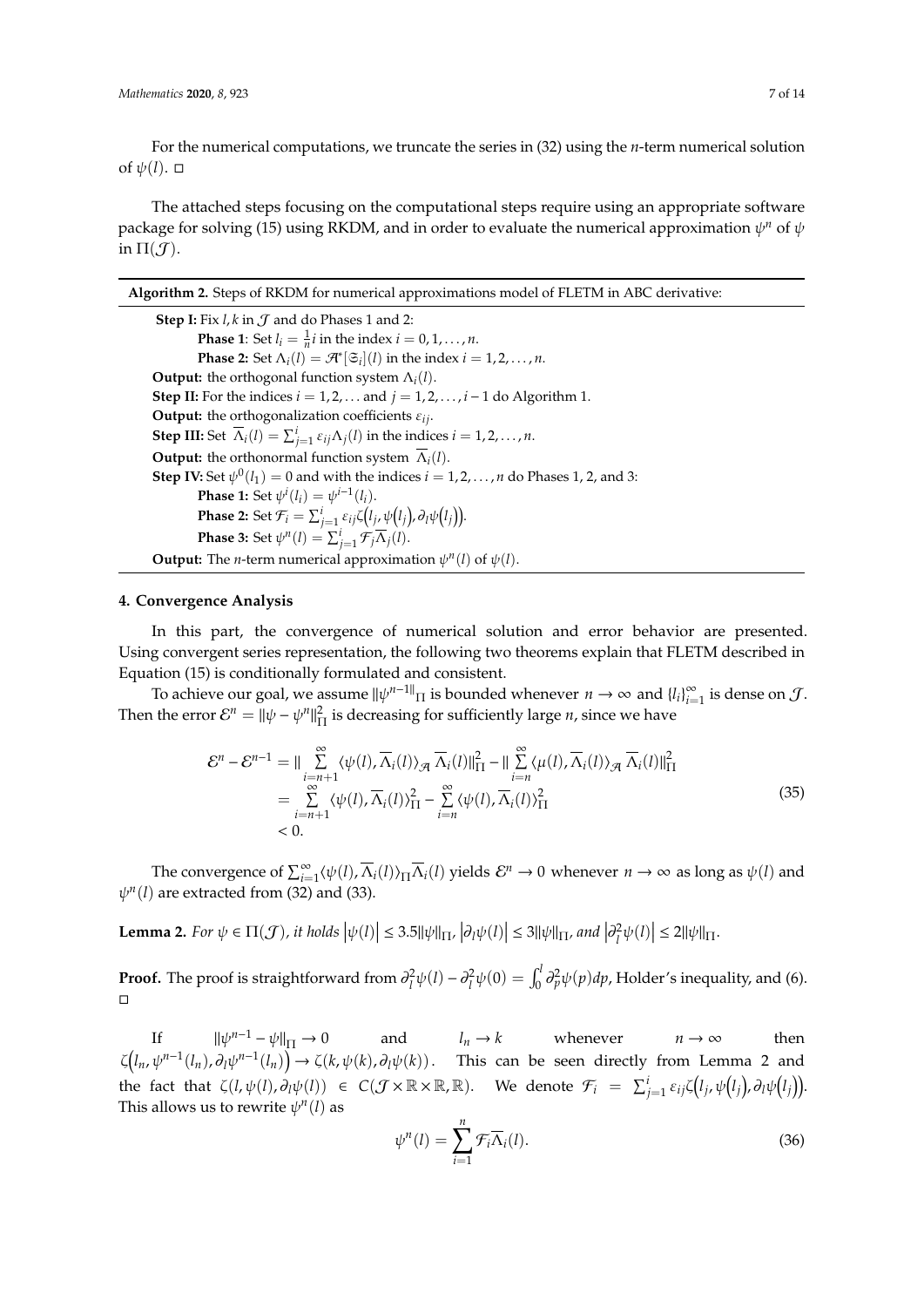For the numerical computations, we truncate the series in (32) using the $n$-term numerical solution of $\psi(l)$. □

The attached steps focusing on the computational steps require using an appropriate software package for solving (15) using RKDM, and in order to evaluate the numerical approximation $\psi^n$ of $\psi$ in $\Pi(\mathcal{J})$.

---

**Algorithm 2.** Steps of RKDM for numerical approximations model of FLETM in ABC derivative:

---

**Step I:** Fix $l, k$ in $\mathcal{J}$ and do Phases 1 and 2:

  **Phase 1**: Set $l_i = \frac{1}{n}i$ in the index $i = 0, 1, \ldots, n$.

  **Phase 2:** Set $\Lambda_i(l) = \mathscr{A}^*[\Im_i](l)$ in the index $i = 1, 2, \ldots, n$.

**Output:** the orthogonal function system $\Lambda_i(l)$.

**Step II:** For the indices $i = 1, 2, \ldots$ and $j = 1, 2, \ldots, i-1$ do Algorithm 1.

**Output:** the orthogonalization coefficients $\varepsilon_{ij}$.

**Step III:** Set $\overline{\Lambda}_i(l) = \sum_{j=1}^{i} \varepsilon_{ij}\Lambda_j(l)$ in the indices $i = 1, 2, \ldots, n$.

**Output:** the orthonormal function system $\overline{\Lambda}_i(l)$.

**Step IV:** Set $\psi^0(l_1) = 0$ and with the indices $i = 1, 2, \ldots, n$ do Phases 1, 2, and 3:

  **Phase 1:** Set $\psi^i(l_i) = \psi^{i-1}(l_i)$.

  **Phase 2:** Set $\mathcal{F}_i = \sum_{j=1}^{i} \varepsilon_{ij}\zeta\big(l_j, \psi\big(l_j\big), \partial_l\psi\big(l_j\big)\big)$.

  **Phase 3:** Set $\psi^n(l) = \sum_{j=1}^{i} \mathcal{F}_j\overline{\Lambda}_j(l)$.

**Output:** The $n$-term numerical approximation $\psi^n(l)$ of $\psi(l)$.

---

## 4. Convergence Analysis

In this part, the convergence of numerical solution and error behavior are presented. Using convergent series representation, the following two theorems explain that FLETM described in Equation (15) is conditionally formulated and consistent.

To achieve our goal, we assume $\|\psi^{n-1}\|_\Pi$ is bounded whenever $n \to \infty$ and $\{l_i\}_{i=1}^\infty$ is dense on $\mathcal{J}$. Then the error $\mathcal{E}^n = \|\psi - \psi^n\|_\Pi^2$ is decreasing for sufficiently large $n$, since we have

$$
\begin{aligned}
\mathcal{E}^n - \mathcal{E}^{n-1} &= \| \sum_{i=n+1}^{\infty} \langle \psi(l), \overline{\Lambda}_i(l) \rangle_{\mathscr{A}} \overline{\Lambda}_i(l) \|_\Pi^2 - \| \sum_{i=n}^{\infty} \langle \mu(l), \overline{\Lambda}_i(l) \rangle_{\mathscr{A}} \overline{\Lambda}_i(l) \|_\Pi^2 \\
&= \sum_{i=n+1}^{\infty} \langle \psi(l), \overline{\Lambda}_i(l) \rangle_\Pi^2 - \sum_{i=n}^{\infty} \langle \psi(l), \overline{\Lambda}_i(l) \rangle_\Pi^2 \\
&< 0.
\end{aligned}
\tag{35}
$$

The convergence of $\sum_{i=1}^{\infty} \langle \psi(l), \overline{\Lambda}_i(l) \rangle_\Pi \overline{\Lambda}_i(l)$ yields $\mathcal{E}^n \to 0$ whenever $n \to \infty$ as long as $\psi(l)$ and $\psi^n(l)$ are extracted from (32) and (33).

**Lemma 2.** *For $\psi \in \Pi(\mathcal{J})$, it holds $\left|\psi(l)\right| \leq 3.5\|\psi\|_\Pi$, $\left|\partial_l\psi(l)\right| \leq 3\|\psi\|_\Pi$, and $\left|\partial_l^2\psi(l)\right| \leq 2\|\psi\|_\Pi$.*

**Proof.** The proof is straightforward from $\partial_l^2\psi(l) - \partial_l^2\psi(0) = \int_0^l \partial_p^2\psi(p)dp$, Holder's inequality, and (6). □

If $\|\psi^{n-1} - \psi\|_\Pi \to 0$ and $l_n \to k$ whenever $n \to \infty$ then $\zeta\big(l_n, \psi^{n-1}(l_n), \partial_l\psi^{n-1}(l_n)\big) \to \zeta(k, \psi(k), \partial_l\psi(k))$. This can be seen directly from Lemma 2 and the fact that $\zeta(l, \psi(l), \partial_l\psi(l)) \in C(\mathcal{J} \times \mathbb{R} \times \mathbb{R}, \mathbb{R})$. We denote $\mathcal{F}_i = \sum_{j=1}^{i} \varepsilon_{ij}\zeta\big(l_j, \psi\big(l_j\big), \partial_l\psi\big(l_j\big)\big)$. This allows us to rewrite $\psi^n(l)$ as

$$
\psi^n(l) = \sum_{i=1}^{n} \mathcal{F}_i\overline{\Lambda}_i(l).
\tag{36}
$$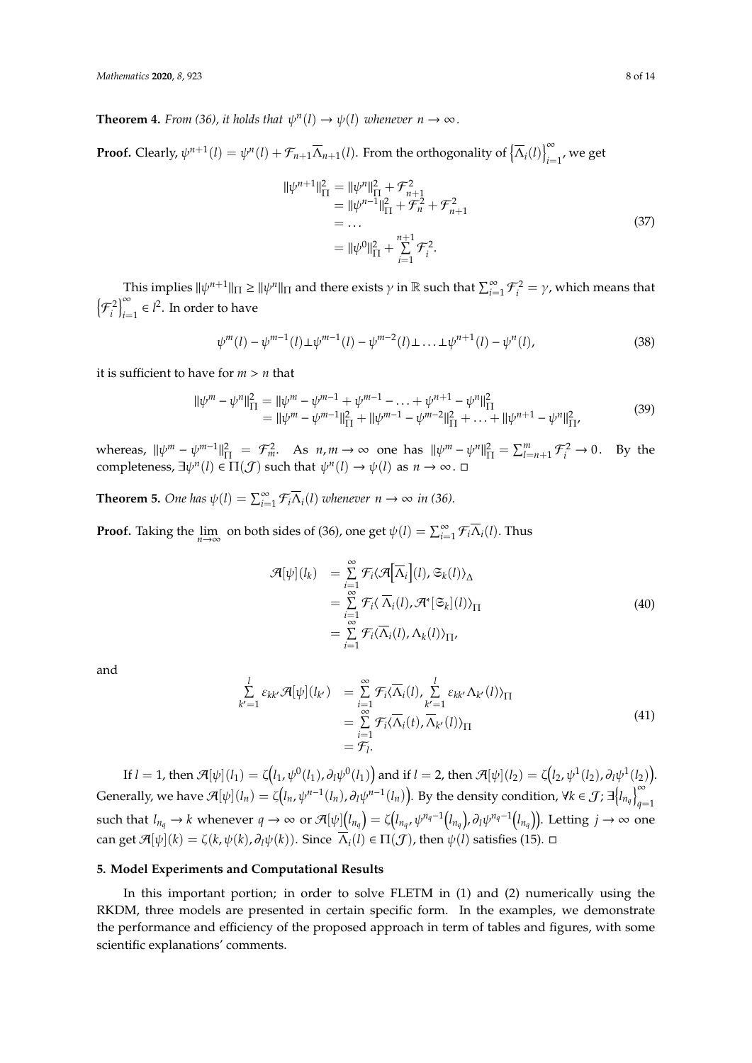**Theorem 4.** *From (36), it holds that $\psi^n(l) \to \psi(l)$ whenever $n \to \infty$.*

**Proof.** Clearly, $\psi^{n+1}(l) = \psi^n(l) + \mathcal{F}_{n+1}\overline{\Lambda}_{n+1}(l)$. From the orthogonality of $\left\{\overline{\Lambda}_i(l)\right\}_{i=1}^{\infty}$, we get

$$
\begin{aligned}
\|\psi^{n+1}\|_{\Pi}^2 &= \|\psi^n\|_{\Pi}^2 + \mathcal{F}_{n+1}^2 \\
&= \|\psi^{n-1}\|_{\Pi}^2 + \mathcal{F}_n^2 + \mathcal{F}_{n+1}^2 \\
&= \dots \\
&= \|\psi^0\|_{\Pi}^2 + \sum_{i=1}^{n+1} \mathcal{F}_i^2.
\end{aligned} \tag{37}
$$

This implies $\|\psi^{n+1}\|_{\Pi} \geq \|\psi^n\|_{\Pi}$ and there exists $\gamma$ in $\mathbb{R}$ such that $\sum_{i=1}^{\infty} \mathcal{F}_i^2 = \gamma$, which means that $\left\{\mathcal{F}_i^2\right\}_{i=1}^{\infty} \in l^2$. In order to have

$$
\psi^m(l) - \psi^{m-1}(l) \perp \psi^{m-1}(l) - \psi^{m-2}(l) \perp \ldots \perp \psi^{n+1}(l) - \psi^n(l), \tag{38}
$$

it is sufficient to have for $m > n$ that

$$
\begin{aligned}
\|\psi^m - \psi^n\|_{\Pi}^2 &= \|\psi^m - \psi^{m-1} + \psi^{m-1} - \ldots + \psi^{n+1} - \psi^n\|_{\Pi}^2 \\
&= \|\psi^m - \psi^{m-1}\|_{\Pi}^2 + \|\psi^{m-1} - \psi^{m-2}\|_{\Pi}^2 + \ldots + \|\psi^{n+1} - \psi^n\|_{\Pi}^2,
\end{aligned} \tag{39}
$$

whereas, $\|\psi^m - \psi^{m-1}\|_{\Pi}^2 = \mathcal{F}_m^2$. As $n, m \to \infty$ one has $\|\psi^m - \psi^n\|_{\Pi}^2 = \sum_{l=n+1}^{m} \mathcal{F}_i^2 \to 0$. By the completeness, $\exists \psi^n(l) \in \Pi(\mathcal{J})$ such that $\psi^n(l) \to \psi(l)$ as $n \to \infty$. □

**Theorem 5.** *One has $\psi(l) = \sum_{i=1}^{\infty} \mathcal{F}_i \overline{\Lambda}_i(l)$ whenever $n \to \infty$ in (36).*

**Proof.** Taking the $\lim\limits_{n\to\infty}$ on both sides of (36), one get $\psi(l) = \sum_{i=1}^{\infty} \mathcal{F}_i \overline{\Lambda}_i(l)$. Thus

$$
\begin{aligned}
\mathcal{A}[\psi](l_k) &= \sum_{i=1}^{\infty} \mathcal{F}_i \langle \mathcal{A}\left[\overline{\Lambda}_i\right](l), \mathfrak{S}_k(l) \rangle_{\Delta} \\
&= \sum_{i=1}^{\infty} \mathcal{F}_i \langle \overline{\Lambda}_i(l), \mathcal{A}^*[\mathfrak{S}_k](l) \rangle_{\Pi} \\
&= \sum_{i=1}^{\infty} \mathcal{F}_i \langle \overline{\Lambda}_i(l), \Lambda_k(l) \rangle_{\Pi},
\end{aligned} \tag{40}
$$

and

$$
\begin{aligned}
\sum_{k'=1}^{l} \varepsilon_{kk'} \mathcal{A}[\psi](l_{k'}) &= \sum_{i=1}^{\infty} \mathcal{F}_i \langle \overline{\Lambda}_i(l), \sum_{k'=1}^{l} \varepsilon_{kk'} \Lambda_{k'}(l) \rangle_{\Pi} \\
&= \sum_{i=1}^{\infty} \mathcal{F}_i \langle \overline{\Lambda}_i(t), \overline{\Lambda}_{k'}(l) \rangle_{\Pi} \\
&= \mathcal{F}_l.
\end{aligned} \tag{41}
$$

If $l = 1$, then $\mathcal{A}[\psi](l_1) = \zeta\left(l_1, \psi^0(l_1), \partial_l \psi^0(l_1)\right)$ and if $l = 2$, then $\mathcal{A}[\psi](l_2) = \zeta\left(l_2, \psi^1(l_2), \partial_l \psi^1(l_2)\right)$. Generally, we have $\mathcal{A}[\psi](l_n) = \zeta\left(l_n, \psi^{n-1}(l_n), \partial_l \psi^{n-1}(l_n)\right)$. By the density condition, $\forall k \in \mathcal{J}$; $\exists \left\{l_{n_q}\right\}_{q=1}^{\infty}$ such that $l_{n_q} \to k$ whenever $q \to \infty$ or $\mathcal{A}[\psi]\left(l_{n_q}\right) = \zeta\left(l_{n_q}, \psi^{n_q - 1}\left(l_{n_q}\right), \partial_l \psi^{n_q - 1}\left(l_{n_q}\right)\right)$. Letting $j \to \infty$ one can get $\mathcal{A}[\psi](k) = \zeta(k, \psi(k), \partial_l \psi(k))$. Since $\overline{\Lambda}_i(l) \in \Pi(\mathcal{J})$, then $\psi(l)$ satisfies (15). □

## 5. Model Experiments and Computational Results

In this important portion; in order to solve FLETM in (1) and (2) numerically using the RKDM, three models are presented in certain specific form. In the examples, we demonstrate the performance and efficiency of the proposed approach in term of tables and figures, with some scientific explanations' comments.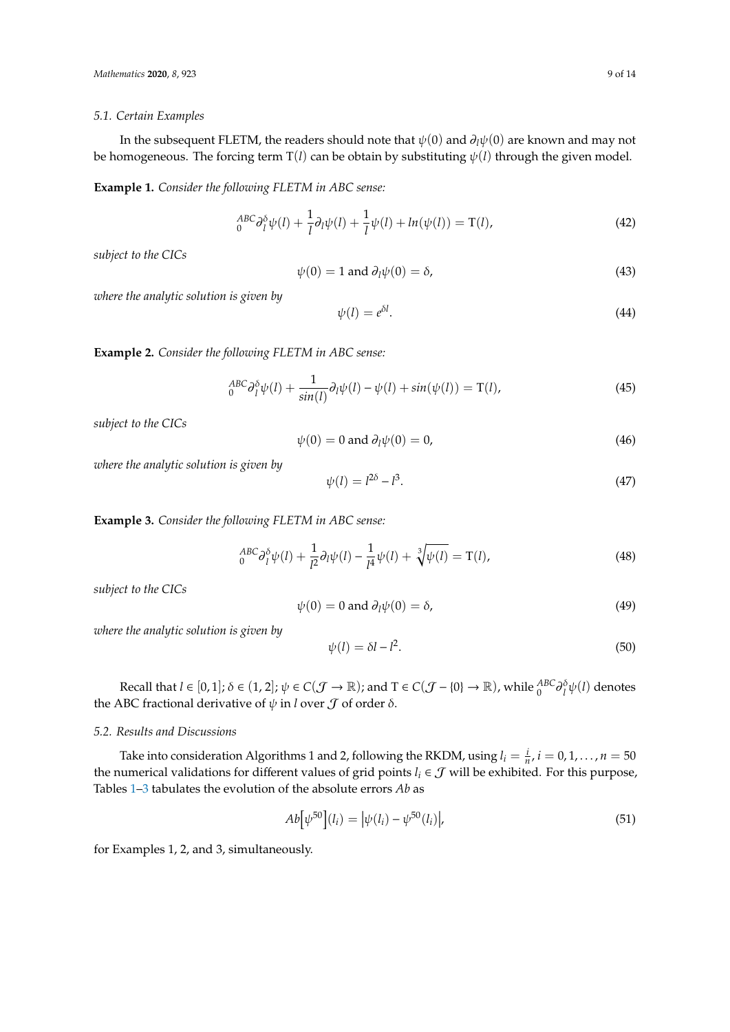### 5.1. Certain Examples

In the subsequent FLETM, the readers should note that $\psi(0)$ and $\partial_l \psi(0)$ are known and may not be homogeneous. The forcing term $\mathrm{T}(l)$ can be obtain by substituting $\psi(l)$ through the given model.

**Example 1.** *Consider the following FLETM in ABC sense:*

$$
{}_{0}^{ABC}\partial_l^{\delta}\psi(l) + \frac{1}{l}\partial_l \psi(l) + \frac{1}{l}\psi(l) + ln(\psi(l)) = \mathrm{T}(l), \tag{42}
$$

*subject to the CICs*

$$
\psi(0) = 1 \text{ and } \partial_l \psi(0) = \delta, \tag{43}
$$

*where the analytic solution is given by*

$$
\psi(l) = e^{\delta l}. \tag{44}
$$

**Example 2.** *Consider the following FLETM in ABC sense:*

$$
{}_{0}^{ABC}\partial_l^{\delta}\psi(l) + \frac{1}{sin(l)}\partial_l \psi(l) - \psi(l) + sin(\psi(l)) = \mathrm{T}(l), \tag{45}
$$

*subject to the CICs*

$$
\psi(0) = 0 \text{ and } \partial_l \psi(0) = 0, \tag{46}
$$

*where the analytic solution is given by*

$$
\psi(l) = l^{2\delta} - l^3. \tag{47}
$$

**Example 3.** *Consider the following FLETM in ABC sense:*

$$
{}_{0}^{ABC}\partial_l^{\delta}\psi(l) + \frac{1}{l^2}\partial_l \psi(l) - \frac{1}{l^4}\psi(l) + \sqrt[3]{\psi(l)} = \mathrm{T}(l), \tag{48}
$$

*subject to the CICs*

$$
\psi(0) = 0 \text{ and } \partial_l \psi(0) = \delta, \tag{49}
$$

*where the analytic solution is given by*

$$
\psi(l) = \delta l - l^2. \tag{50}
$$

Recall that $l \in [0,1]$; $\delta \in (1,2]$; $\psi \in C(\mathcal{J} \to \mathbb{R})$; and $\mathrm{T} \in C(\mathcal{J} - \{0\} \to \mathbb{R})$, while ${}_{0}^{ABC}\partial_l^{\delta}\psi(l)$ denotes the ABC fractional derivative of $\psi$ in $l$ over $\mathcal{J}$ of order $\delta$.

### 5.2. Results and Discussions

Take into consideration Algorithms 1 and 2, following the RKDM, using $l_i = \frac{i}{n}$, $i = 0, 1, \ldots, n = 50$ the numerical validations for different values of grid points $l_i \in \mathcal{J}$ will be exhibited. For this purpose, Tables 1–3 tabulates the evolution of the absolute errors $Ab$ as

$$
Ab\Big[\psi^{50}\Big](l_i) = \Big|\psi(l_i) - \psi^{50}(l_i)\Big|, \tag{51}
$$

for Examples 1, 2, and 3, simultaneously.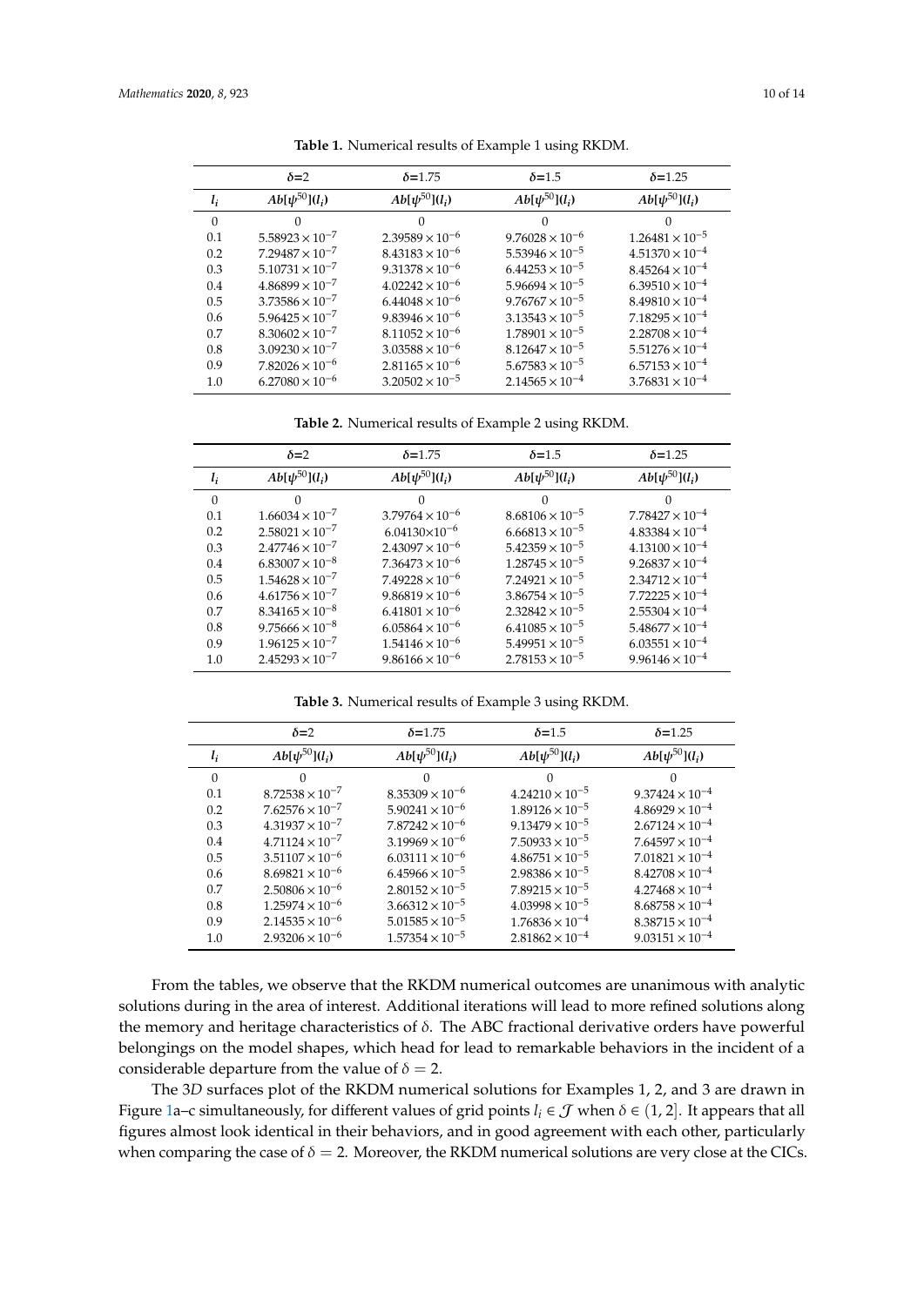**Table 1.** Numerical results of Example 1 using RKDM.

| | $\delta$=2 | $\delta$=1.75 | $\delta$=1.5 | $\delta$=1.25 |
|---|---|---|---|---|
| $l_i$ | $Ab[\psi^{50}](l_i)$ | $Ab[\psi^{50}](l_i)$ | $Ab[\psi^{50}](l_i)$ | $Ab[\psi^{50}](l_i)$ |
| 0 | 0 | 0 | 0 | 0 |
| 0.1 | $5.58923 \times 10^{-7}$ | $2.39589 \times 10^{-6}$ | $9.76028 \times 10^{-6}$ | $1.26481 \times 10^{-5}$ |
| 0.2 | $7.29487 \times 10^{-7}$ | $8.43183 \times 10^{-6}$ | $5.53946 \times 10^{-5}$ | $4.51370 \times 10^{-4}$ |
| 0.3 | $5.10731 \times 10^{-7}$ | $9.31378 \times 10^{-6}$ | $6.44253 \times 10^{-5}$ | $8.45264 \times 10^{-4}$ |
| 0.4 | $4.86899 \times 10^{-7}$ | $4.02242 \times 10^{-6}$ | $5.96694 \times 10^{-5}$ | $6.39510 \times 10^{-4}$ |
| 0.5 | $3.73586 \times 10^{-7}$ | $6.44048 \times 10^{-6}$ | $9.76767 \times 10^{-5}$ | $8.49810 \times 10^{-4}$ |
| 0.6 | $5.96425 \times 10^{-7}$ | $9.83946 \times 10^{-6}$ | $3.13543 \times 10^{-5}$ | $7.18295 \times 10^{-4}$ |
| 0.7 | $8.30602 \times 10^{-7}$ | $8.11052 \times 10^{-6}$ | $1.78901 \times 10^{-5}$ | $2.28708 \times 10^{-4}$ |
| 0.8 | $3.09230 \times 10^{-7}$ | $3.03588 \times 10^{-6}$ | $8.12647 \times 10^{-5}$ | $5.51276 \times 10^{-4}$ |
| 0.9 | $7.82026 \times 10^{-6}$ | $2.81165 \times 10^{-6}$ | $5.67583 \times 10^{-5}$ | $6.57153 \times 10^{-4}$ |
| 1.0 | $6.27080 \times 10^{-6}$ | $3.20502 \times 10^{-5}$ | $2.14565 \times 10^{-4}$ | $3.76831 \times 10^{-4}$ |

**Table 2.** Numerical results of Example 2 using RKDM.

| | $\delta$=2 | $\delta$=1.75 | $\delta$=1.5 | $\delta$=1.25 |
|---|---|---|---|---|
| $l_i$ | $Ab[\psi^{50}](l_i)$ | $Ab[\psi^{50}](l_i)$ | $Ab[\psi^{50}](l_i)$ | $Ab[\psi^{50}](l_i)$ |
| 0 | 0 | 0 | 0 | 0 |
| 0.1 | $1.66034 \times 10^{-7}$ | $3.79764 \times 10^{-6}$ | $8.68106 \times 10^{-5}$ | $7.78427 \times 10^{-4}$ |
| 0.2 | $2.58021 \times 10^{-7}$ | $6.04130 \times 10^{-6}$ | $6.66813 \times 10^{-5}$ | $4.83384 \times 10^{-4}$ |
| 0.3 | $2.47746 \times 10^{-7}$ | $2.43097 \times 10^{-6}$ | $5.42359 \times 10^{-5}$ | $4.13100 \times 10^{-4}$ |
| 0.4 | $6.83007 \times 10^{-8}$ | $7.36473 \times 10^{-6}$ | $1.28745 \times 10^{-5}$ | $9.26837 \times 10^{-4}$ |
| 0.5 | $1.54628 \times 10^{-7}$ | $7.49228 \times 10^{-6}$ | $7.24921 \times 10^{-5}$ | $2.34712 \times 10^{-4}$ |
| 0.6 | $4.61756 \times 10^{-7}$ | $9.86819 \times 10^{-6}$ | $3.86754 \times 10^{-5}$ | $7.72225 \times 10^{-4}$ |
| 0.7 | $8.34165 \times 10^{-8}$ | $6.41801 \times 10^{-6}$ | $2.32842 \times 10^{-5}$ | $2.55304 \times 10^{-4}$ |
| 0.8 | $9.75666 \times 10^{-8}$ | $6.05864 \times 10^{-6}$ | $6.41085 \times 10^{-5}$ | $5.48677 \times 10^{-4}$ |
| 0.9 | $1.96125 \times 10^{-7}$ | $1.54146 \times 10^{-6}$ | $5.49951 \times 10^{-5}$ | $6.03551 \times 10^{-4}$ |
| 1.0 | $2.45293 \times 10^{-7}$ | $9.86166 \times 10^{-6}$ | $2.78153 \times 10^{-5}$ | $9.96146 \times 10^{-4}$ |

**Table 3.** Numerical results of Example 3 using RKDM.

| | $\delta$=2 | $\delta$=1.75 | $\delta$=1.5 | $\delta$=1.25 |
|---|---|---|---|---|
| $l_i$ | $Ab[\psi^{50}](l_i)$ | $Ab[\psi^{50}](l_i)$ | $Ab[\psi^{50}](l_i)$ | $Ab[\psi^{50}](l_i)$ |
| 0 | 0 | 0 | 0 | 0 |
| 0.1 | $8.72538 \times 10^{-7}$ | $8.35309 \times 10^{-6}$ | $4.24210 \times 10^{-5}$ | $9.37424 \times 10^{-4}$ |
| 0.2 | $7.62576 \times 10^{-7}$ | $5.90241 \times 10^{-6}$ | $1.89126 \times 10^{-5}$ | $4.86929 \times 10^{-4}$ |
| 0.3 | $4.31937 \times 10^{-7}$ | $7.87242 \times 10^{-6}$ | $9.13479 \times 10^{-5}$ | $2.67124 \times 10^{-4}$ |
| 0.4 | $4.71124 \times 10^{-7}$ | $3.19969 \times 10^{-6}$ | $7.50933 \times 10^{-5}$ | $7.64597 \times 10^{-4}$ |
| 0.5 | $3.51107 \times 10^{-6}$ | $6.03111 \times 10^{-6}$ | $4.86751 \times 10^{-5}$ | $7.01821 \times 10^{-4}$ |
| 0.6 | $8.69821 \times 10^{-6}$ | $6.45966 \times 10^{-5}$ | $2.98386 \times 10^{-5}$ | $8.42708 \times 10^{-4}$ |
| 0.7 | $2.50806 \times 10^{-6}$ | $2.80152 \times 10^{-5}$ | $7.89215 \times 10^{-5}$ | $4.27468 \times 10^{-4}$ |
| 0.8 | $1.25974 \times 10^{-6}$ | $3.66312 \times 10^{-5}$ | $4.03998 \times 10^{-5}$ | $8.68758 \times 10^{-4}$ |
| 0.9 | $2.14535 \times 10^{-6}$ | $5.01585 \times 10^{-5}$ | $1.76836 \times 10^{-4}$ | $8.38715 \times 10^{-4}$ |
| 1.0 | $2.93206 \times 10^{-6}$ | $1.57354 \times 10^{-5}$ | $2.81862 \times 10^{-4}$ | $9.03151 \times 10^{-4}$ |

From the tables, we observe that the RKDM numerical outcomes are unanimous with analytic solutions during in the area of interest. Additional iterations will lead to more refined solutions along the memory and heritage characteristics of $\delta$. The ABC fractional derivative orders have powerful belongings on the model shapes, which head for lead to remarkable behaviors in the incident of a considerable departure from the value of $\delta = 2$.

The 3*D* surfaces plot of the RKDM numerical solutions for Examples 1, 2, and 3 are drawn in Figure 1a–c simultaneously, for different values of grid points $l_i \in \mathcal{J}$ when $\delta \in (1, 2]$. It appears that all figures almost look identical in their behaviors, and in good agreement with each other, particularly when comparing the case of $\delta = 2$. Moreover, the RKDM numerical solutions are very close at the CICs.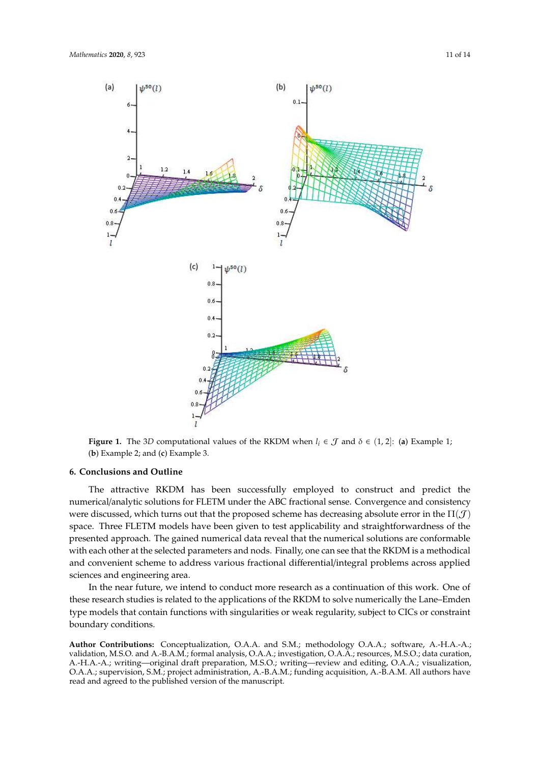**Figure 1.** The 3*D* computational values of the RKDM when $l_i \in \mathcal{J}$ and $\delta \in (1, 2]$: (**a**) Example 1; (**b**) Example 2; and (**c**) Example 3.

## 6. Conclusions and Outline

The attractive RKDM has been successfully employed to construct and predict the numerical/analytic solutions for FLETM under the ABC fractional sense. Convergence and consistency were discussed, which turns out that the proposed scheme has decreasing absolute error in the $\Pi(\mathcal{J})$ space. Three FLETM models have been given to test applicability and straightforwardness of the presented approach. The gained numerical data reveal that the numerical solutions are conformable with each other at the selected parameters and nods. Finally, one can see that the RKDM is a methodical and convenient scheme to address various fractional differential/integral problems across applied sciences and engineering area.

In the near future, we intend to conduct more research as a continuation of this work. One of these research studies is related to the applications of the RKDM to solve numerically the Lane–Emden type models that contain functions with singularities or weak regularity, subject to CICs or constraint boundary conditions.

**Author Contributions:** Conceptualization, O.A.A. and S.M.; methodology O.A.A.; software, A.-H.A.-A.; validation, M.S.O. and A.-B.A.M.; formal analysis, O.A.A.; investigation, O.A.A.; resources, M.S.O.; data curation, A.-H.A.-A.; writing—original draft preparation, M.S.O.; writing—review and editing, O.A.A.; visualization, O.A.A.; supervision, S.M.; project administration, A.-B.A.M.; funding acquisition, A.-B.A.M. All authors have read and agreed to the published version of the manuscript.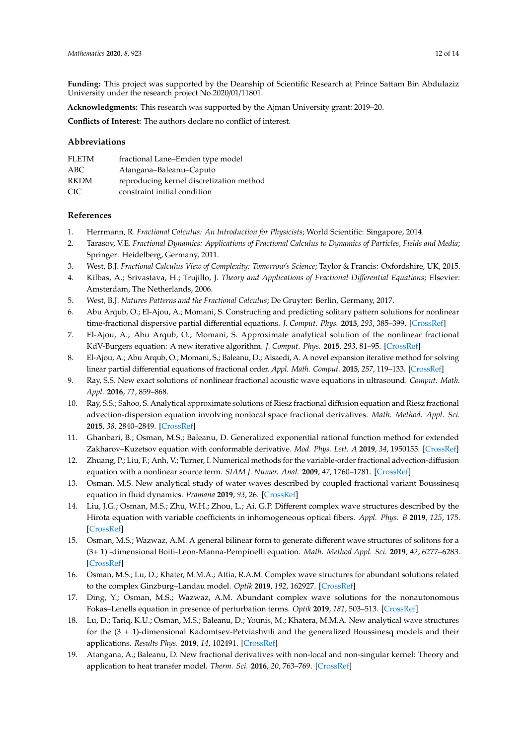**Funding:** This project was supported by the Deanship of Scientific Research at Prince Sattam Bin Abdulaziz University under the research project No.2020/01/11801.

**Acknowledgments:** This research was supported by the Ajman University grant: 2019–20.

**Conflicts of Interest:** The authors declare no conflict of interest.

## Abbreviations

| | |
|---|---|
| FLETM | fractional Lane–Emden type model |
| ABC | Atangana–Baleanu–Caputo |
| RKDM | reproducing kernel discretization method |
| CIC | constraint initial condition |

## References

1. Herrmann, R. *Fractional Calculus: An Introduction for Physicists*; World Scientific: Singapore, 2014.
2. Tarasov, V.E. *Fractional Dynamics: Applications of Fractional Calculus to Dynamics of Particles, Fields and Media*; Springer: Heidelberg, Germany, 2011.
3. West, B.J. *Fractional Calculus View of Complexity: Tomorrow's Science*; Taylor & Francis: Oxfordshire, UK, 2015.
4. Kilbas, A.; Srivastava, H.; Trujillo, J. *Theory and Applications of Fractional Differential Equations*; Elsevier: Amsterdam, The Netherlands, 2006.
5. West, B.J. *Natures Patterns and the Fractional Calculus*; De Gruyter: Berlin, Germany, 2017.
6. Abu Arqub, O.; El-Ajou, A.; Momani, S. Constructing and predicting solitary pattern solutions for nonlinear time-fractional dispersive partial differential equations. *J. Comput. Phys.* **2015**, *293*, 385–399. [CrossRef]
7. El-Ajou, A.; Abu Arqub, O.; Momani, S. Approximate analytical solution of the nonlinear fractional KdV-Burgers equation: A new iterative algorithm. *J. Comput. Phys.* **2015**, *293*, 81–95. [CrossRef]
8. El-Ajou, A.; Abu Arqub, O.; Momani, S.; Baleanu, D.; Alsaedi, A. A novel expansion iterative method for solving linear partial differential equations of fractional order. *Appl. Math. Comput.* **2015**, *257*, 119–133. [CrossRef]
9. Ray, S.S. New exact solutions of nonlinear fractional acoustic wave equations in ultrasound. *Comput. Math. Appl.* **2016**, *71*, 859–868.
10. Ray, S.S.; Sahoo, S. Analytical approximate solutions of Riesz fractional diffusion equation and Riesz fractional advection-dispersion equation involving nonlocal space fractional derivatives. *Math. Method. Appl. Sci.* **2015**, *38*, 2840–2849. [CrossRef]
11. Ghanbari, B.; Osman, M.S.; Baleanu, D. Generalized exponential rational function method for extended Zakharov–Kuzetsov equation with conformable derivative. *Mod. Phys. Lett. A* **2019**, *34*, 1950155. [CrossRef]
12. Zhuang, P.; Liu, F.; Anh, V.; Turner, I. Numerical methods for the variable-order fractional advection-diffusion equation with a nonlinear source term. *SIAM J. Numer. Anal.* **2009**, *47*, 1760–1781. [CrossRef]
13. Osman, M.S. New analytical study of water waves described by coupled fractional variant Boussinesq equation in fluid dynamics. *Pramana* **2019**, *93*, 26. [CrossRef]
14. Liu, J.G.; Osman, M.S.; Zhu, W.H.; Zhou, L.; Ai, G.P. Different complex wave structures described by the Hirota equation with variable coefficients in inhomogeneous optical fibers. *Appl. Phys. B* **2019**, *125*, 175. [CrossRef]
15. Osman, M.S.; Wazwaz, A.M. A general bilinear form to generate different wave structures of solitons for a (3+ 1) -dimensional Boiti-Leon-Manna-Pempinelli equation. *Math. Method Appl. Sci.* **2019**, *42*, 6277–6283. [CrossRef]
16. Osman, M.S.; Lu, D.; Khater, M.M.A.; Attia, R.A.M. Complex wave structures for abundant solutions related to the complex Ginzburg–Landau model. *Optik* **2019**, *192*, 162927. [CrossRef]
17. Ding, Y.; Osman, M.S.; Wazwaz, A.M. Abundant complex wave solutions for the nonautonomous Fokas–Lenells equation in presence of perturbation terms. *Optik* **2019**, *181*, 503–513. [CrossRef]
18. Lu, D.; Tariq, K.U.; Osman, M.S.; Baleanu, D.; Younis, M.; Khatera, M.M.A. New analytical wave structures for the (3 + 1)-dimensional Kadomtsev-Petviashvili and the generalized Boussinesq models and their applications. *Results Phys.* **2019**, *14*, 102491. [CrossRef]
19. Atangana, A.; Baleanu, D. New fractional derivatives with non-local and non-singular kernel: Theory and application to heat transfer model. *Therm. Sci.* **2016**, *20*, 763–769. [CrossRef]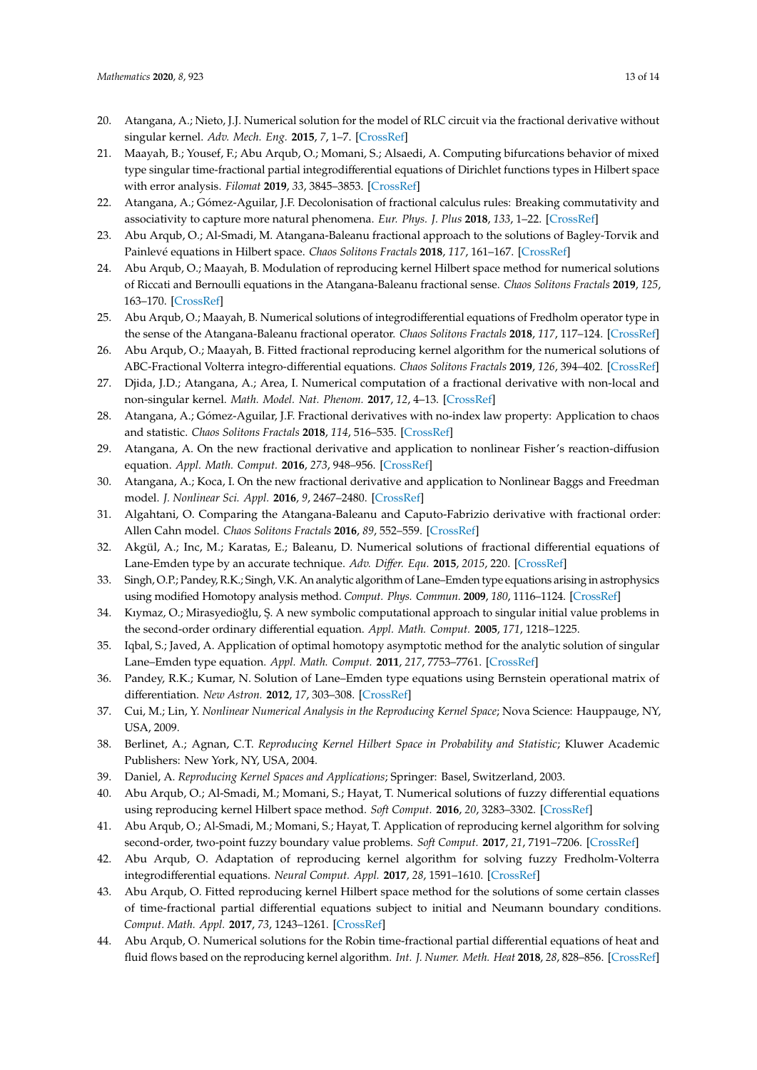20. Atangana, A.; Nieto, J.J. Numerical solution for the model of RLC circuit via the fractional derivative without singular kernel. *Adv. Mech. Eng.* **2015**, *7*, 1–7. [CrossRef]
21. Maayah, B.; Yousef, F.; Abu Arqub, O.; Momani, S.; Alsaedi, A. Computing bifurcations behavior of mixed type singular time-fractional partial integrodifferential equations of Dirichlet functions types in Hilbert space with error analysis. *Filomat* **2019**, *33*, 3845–3853. [CrossRef]
22. Atangana, A.; Gómez-Aguilar, J.F. Decolonisation of fractional calculus rules: Breaking commutativity and associativity to capture more natural phenomena. *Eur. Phys. J. Plus* **2018**, *133*, 1–22. [CrossRef]
23. Abu Arqub, O.; Al-Smadi, M. Atangana-Baleanu fractional approach to the solutions of Bagley-Torvik and Painlevé equations in Hilbert space. *Chaos Solitons Fractals* **2018**, *117*, 161–167. [CrossRef]
24. Abu Arqub, O.; Maayah, B. Modulation of reproducing kernel Hilbert space method for numerical solutions of Riccati and Bernoulli equations in the Atangana-Baleanu fractional sense. *Chaos Solitons Fractals* **2019**, *125*, 163–170. [CrossRef]
25. Abu Arqub, O.; Maayah, B. Numerical solutions of integrodifferential equations of Fredholm operator type in the sense of the Atangana-Baleanu fractional operator. *Chaos Solitons Fractals* **2018**, *117*, 117–124. [CrossRef]
26. Abu Arqub, O.; Maayah, B. Fitted fractional reproducing kernel algorithm for the numerical solutions of ABC-Fractional Volterra integro-differential equations. *Chaos Solitons Fractals* **2019**, *126*, 394–402. [CrossRef]
27. Djida, J.D.; Atangana, A.; Area, I. Numerical computation of a fractional derivative with non-local and non-singular kernel. *Math. Model. Nat. Phenom.* **2017**, *12*, 4–13. [CrossRef]
28. Atangana, A.; Gómez-Aguilar, J.F. Fractional derivatives with no-index law property: Application to chaos and statistic. *Chaos Solitons Fractals* **2018**, *114*, 516–535. [CrossRef]
29. Atangana, A. On the new fractional derivative and application to nonlinear Fisher's reaction-diffusion equation. *Appl. Math. Comput.* **2016**, *273*, 948–956. [CrossRef]
30. Atangana, A.; Koca, I. On the new fractional derivative and application to Nonlinear Baggs and Freedman model. *J. Nonlinear Sci. Appl.* **2016**, *9*, 2467–2480. [CrossRef]
31. Algahtani, O. Comparing the Atangana-Baleanu and Caputo-Fabrizio derivative with fractional order: Allen Cahn model. *Chaos Solitons Fractals* **2016**, *89*, 552–559. [CrossRef]
32. Akgül, A.; Inc, M.; Karatas, E.; Baleanu, D. Numerical solutions of fractional differential equations of Lane-Emden type by an accurate technique. *Adv. Differ. Equ.* **2015**, *2015*, 220. [CrossRef]
33. Singh, O.P.; Pandey, R.K.; Singh, V.K. An analytic algorithm of Lane–Emden type equations arising in astrophysics using modified Homotopy analysis method. *Comput. Phys. Commun.* **2009**, *180*, 1116–1124. [CrossRef]
34. Kıymaz, O.; Mirasyedioğlu, Ş. A new symbolic computational approach to singular initial value problems in the second-order ordinary differential equation. *Appl. Math. Comput.* **2005**, *171*, 1218–1225.
35. Iqbal, S.; Javed, A. Application of optimal homotopy asymptotic method for the analytic solution of singular Lane–Emden type equation. *Appl. Math. Comput.* **2011**, *217*, 7753–7761. [CrossRef]
36. Pandey, R.K.; Kumar, N. Solution of Lane–Emden type equations using Bernstein operational matrix of differentiation. *New Astron.* **2012**, *17*, 303–308. [CrossRef]
37. Cui, M.; Lin, Y. *Nonlinear Numerical Analysis in the Reproducing Kernel Space*; Nova Science: Hauppauge, NY, USA, 2009.
38. Berlinet, A.; Agnan, C.T. *Reproducing Kernel Hilbert Space in Probability and Statistic*; Kluwer Academic Publishers: New York, NY, USA, 2004.
39. Daniel, A. *Reproducing Kernel Spaces and Applications*; Springer: Basel, Switzerland, 2003.
40. Abu Arqub, O.; Al-Smadi, M.; Momani, S.; Hayat, T. Numerical solutions of fuzzy differential equations using reproducing kernel Hilbert space method. *Soft Comput.* **2016**, *20*, 3283–3302. [CrossRef]
41. Abu Arqub, O.; Al-Smadi, M.; Momani, S.; Hayat, T. Application of reproducing kernel algorithm for solving second-order, two-point fuzzy boundary value problems. *Soft Comput.* **2017**, *21*, 7191–7206. [CrossRef]
42. Abu Arqub, O. Adaptation of reproducing kernel algorithm for solving fuzzy Fredholm-Volterra integrodifferential equations. *Neural Comput. Appl.* **2017**, *28*, 1591–1610. [CrossRef]
43. Abu Arqub, O. Fitted reproducing kernel Hilbert space method for the solutions of some certain classes of time-fractional partial differential equations subject to initial and Neumann boundary conditions. *Comput. Math. Appl.* **2017**, *73*, 1243–1261. [CrossRef]
44. Abu Arqub, O. Numerical solutions for the Robin time-fractional partial differential equations of heat and fluid flows based on the reproducing kernel algorithm. *Int. J. Numer. Meth. Heat* **2018**, *28*, 828–856. [CrossRef]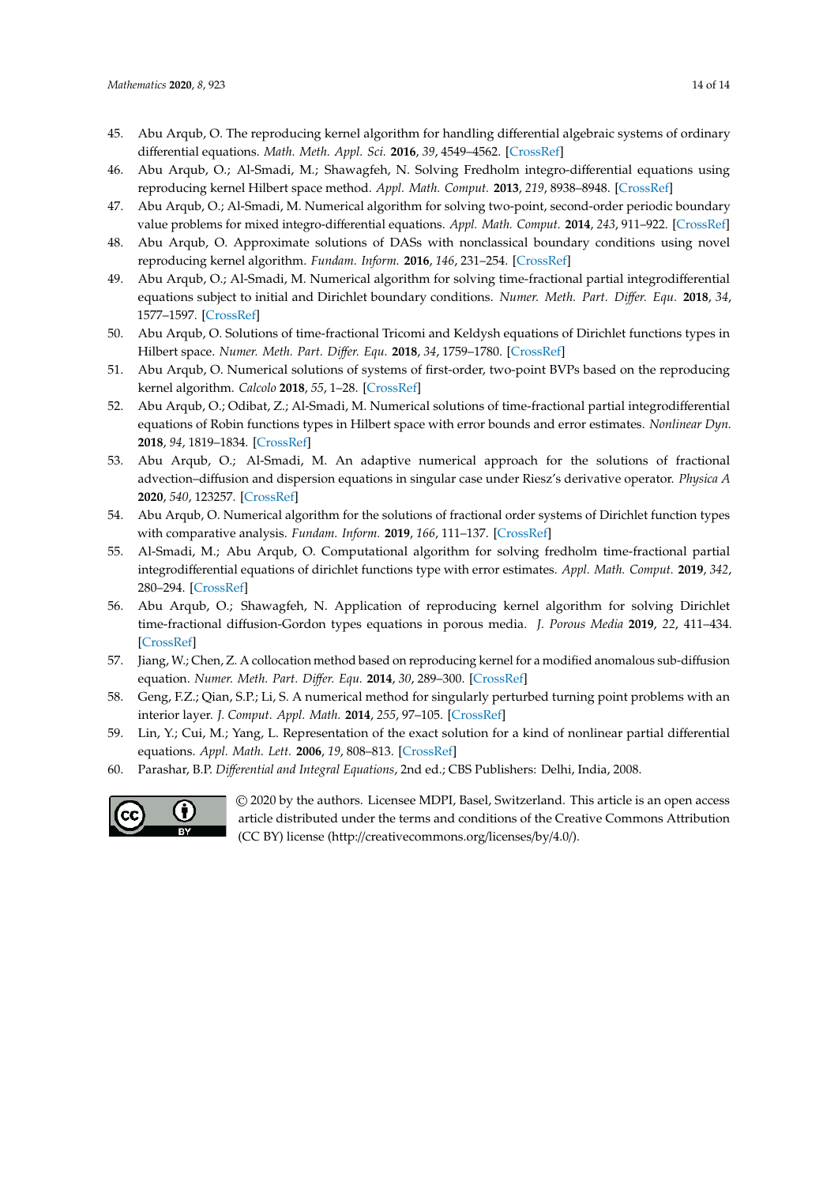45. Abu Arqub, O. The reproducing kernel algorithm for handling differential algebraic systems of ordinary differential equations. *Math. Meth. Appl. Sci.* **2016**, *39*, 4549–4562. [CrossRef]
46. Abu Arqub, O.; Al-Smadi, M.; Shawagfeh, N. Solving Fredholm integro-differential equations using reproducing kernel Hilbert space method. *Appl. Math. Comput.* **2013**, *219*, 8938–8948. [CrossRef]
47. Abu Arqub, O.; Al-Smadi, M. Numerical algorithm for solving two-point, second-order periodic boundary value problems for mixed integro-differential equations. *Appl. Math. Comput.* **2014**, *243*, 911–922. [CrossRef]
48. Abu Arqub, O. Approximate solutions of DASs with nonclassical boundary conditions using novel reproducing kernel algorithm. *Fundam. Inform.* **2016**, *146*, 231–254. [CrossRef]
49. Abu Arqub, O.; Al-Smadi, M. Numerical algorithm for solving time-fractional partial integrodifferential equations subject to initial and Dirichlet boundary conditions. *Numer. Meth. Part. Differ. Equ.* **2018**, *34*, 1577–1597. [CrossRef]
50. Abu Arqub, O. Solutions of time-fractional Tricomi and Keldysh equations of Dirichlet functions types in Hilbert space. *Numer. Meth. Part. Differ. Equ.* **2018**, *34*, 1759–1780. [CrossRef]
51. Abu Arqub, O. Numerical solutions of systems of first-order, two-point BVPs based on the reproducing kernel algorithm. *Calcolo* **2018**, *55*, 1–28. [CrossRef]
52. Abu Arqub, O.; Odibat, Z.; Al-Smadi, M. Numerical solutions of time-fractional partial integrodifferential equations of Robin functions types in Hilbert space with error bounds and error estimates. *Nonlinear Dyn.* **2018**, *94*, 1819–1834. [CrossRef]
53. Abu Arqub, O.; Al-Smadi, M. An adaptive numerical approach for the solutions of fractional advection–diffusion and dispersion equations in singular case under Riesz's derivative operator. *Physica A* **2020**, *540*, 123257. [CrossRef]
54. Abu Arqub, O. Numerical algorithm for the solutions of fractional order systems of Dirichlet function types with comparative analysis. *Fundam. Inform.* **2019**, *166*, 111–137. [CrossRef]
55. Al-Smadi, M.; Abu Arqub, O. Computational algorithm for solving fredholm time-fractional partial integrodifferential equations of dirichlet functions type with error estimates. *Appl. Math. Comput.* **2019**, *342*, 280–294. [CrossRef]
56. Abu Arqub, O.; Shawagfeh, N. Application of reproducing kernel algorithm for solving Dirichlet time-fractional diffusion-Gordon types equations in porous media. *J. Porous Media* **2019**, *22*, 411–434. [CrossRef]
57. Jiang, W.; Chen, Z. A collocation method based on reproducing kernel for a modified anomalous sub-diffusion equation. *Numer. Meth. Part. Differ. Equ.* **2014**, *30*, 289–300. [CrossRef]
58. Geng, F.Z.; Qian, S.P.; Li, S. A numerical method for singularly perturbed turning point problems with an interior layer. *J. Comput. Appl. Math.* **2014**, *255*, 97–105. [CrossRef]
59. Lin, Y.; Cui, M.; Yang, L. Representation of the exact solution for a kind of nonlinear partial differential equations. *Appl. Math. Lett.* **2006**, *19*, 808–813. [CrossRef]
60. Parashar, B.P. *Differential and Integral Equations*, 2nd ed.; CBS Publishers: Delhi, India, 2008.

© 2020 by the authors. Licensee MDPI, Basel, Switzerland. This article is an open access article distributed under the terms and conditions of the Creative Commons Attribution (CC BY) license (http://creativecommons.org/licenses/by/4.0/).